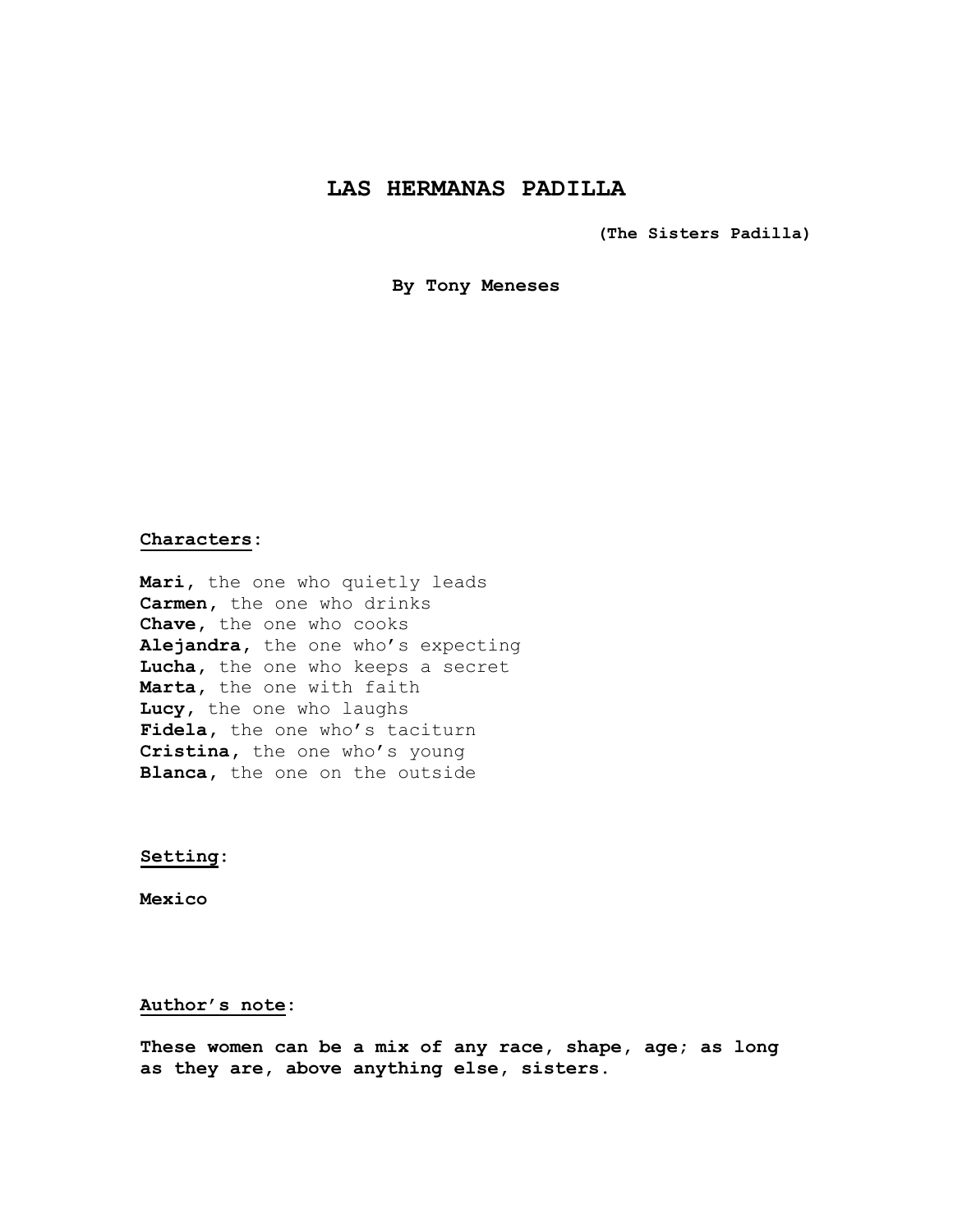# LAS HERMANAS PADILLA

**(The Sisters Padilla)**

**By Tony Meneses**

**Characters:**

**Mari,** the one who quietly leads
**Carmen,** the one who drinks
**Chave,** the one who cooks
**Alejandra,** the one who's expecting
**Lucha,** the one who keeps a secret
**Marta,** the one with faith
**Lucy,** the one who laughs
**Fidela,** the one who's taciturn
**Cristina,** the one who's young
**Blanca,** the one on the outside

**Setting:**

**Mexico**

**Author's note:**

**These women can be a mix of any race, shape, age; as long as they are, above anything else, sisters.**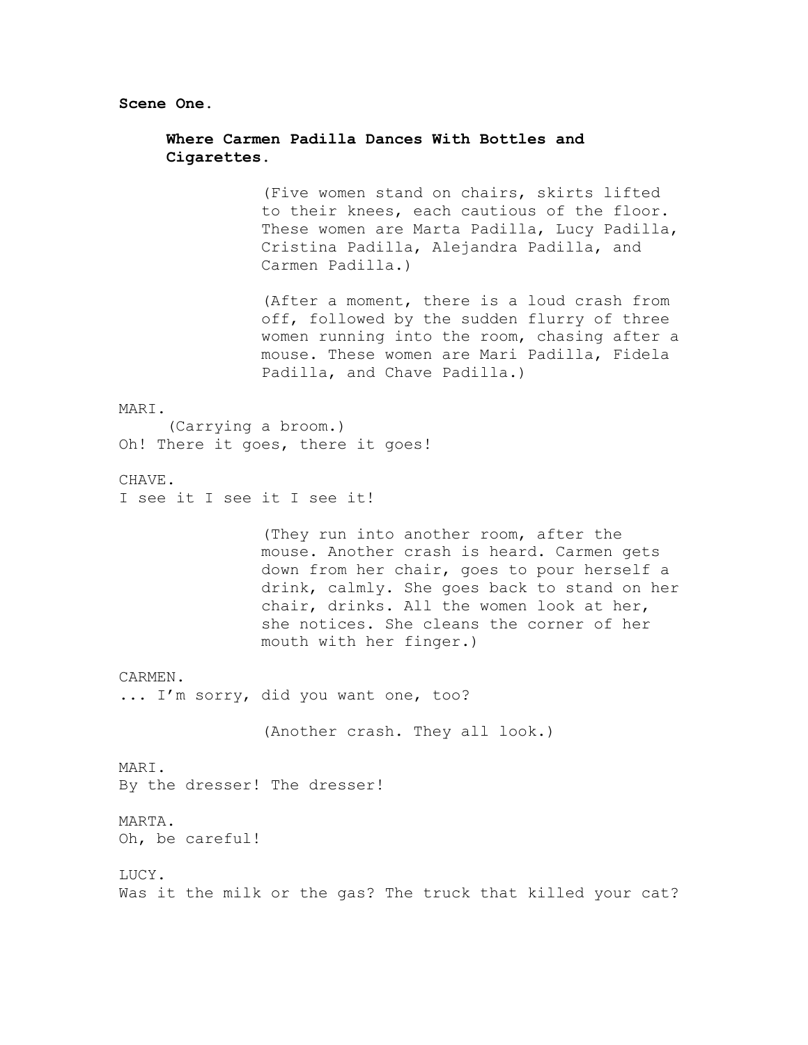**Scene One.**

**Where Carmen Padilla Dances With Bottles and Cigarettes.**

(Five women stand on chairs, skirts lifted to their knees, each cautious of the floor. These women are Marta Padilla, Lucy Padilla, Cristina Padilla, Alejandra Padilla, and Carmen Padilla.)

(After a moment, there is a loud crash from off, followed by the sudden flurry of three women running into the room, chasing after a mouse. These women are Mari Padilla, Fidela Padilla, and Chave Padilla.)

MARI.
(Carrying a broom.)
Oh! There it goes, there it goes!

CHAVE.
I see it I see it I see it!

(They run into another room, after the mouse. Another crash is heard. Carmen gets down from her chair, goes to pour herself a drink, calmly. She goes back to stand on her chair, drinks. All the women look at her, she notices. She cleans the corner of her mouth with her finger.)

CARMEN.
... I'm sorry, did you want one, too?

(Another crash. They all look.)

MARI.
By the dresser! The dresser!

MARTA.
Oh, be careful!

LUCY.
Was it the milk or the gas? The truck that killed your cat?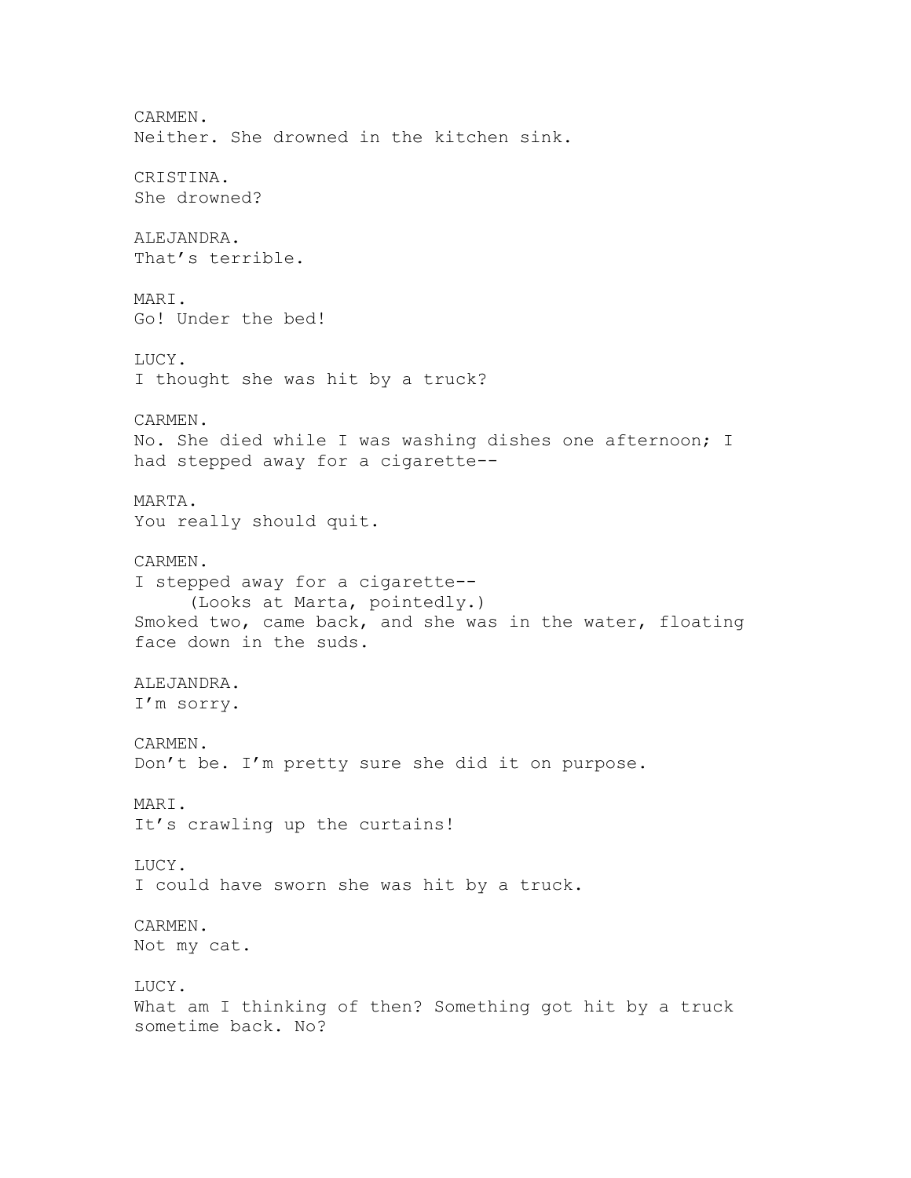CARMEN.
Neither. She drowned in the kitchen sink.

CRISTINA.
She drowned?

ALEJANDRA.
That's terrible.

MARI.
Go! Under the bed!

LUCY.
I thought she was hit by a truck?

CARMEN.
No. She died while I was washing dishes one afternoon; I had stepped away for a cigarette--

MARTA.
You really should quit.

CARMEN.
I stepped away for a cigarette--
(Looks at Marta, pointedly.)
Smoked two, came back, and she was in the water, floating face down in the suds.

ALEJANDRA.
I'm sorry.

CARMEN.
Don't be. I'm pretty sure she did it on purpose.

MARI.
It's crawling up the curtains!

LUCY.
I could have sworn she was hit by a truck.

CARMEN.
Not my cat.

LUCY.
What am I thinking of then? Something got hit by a truck sometime back. No?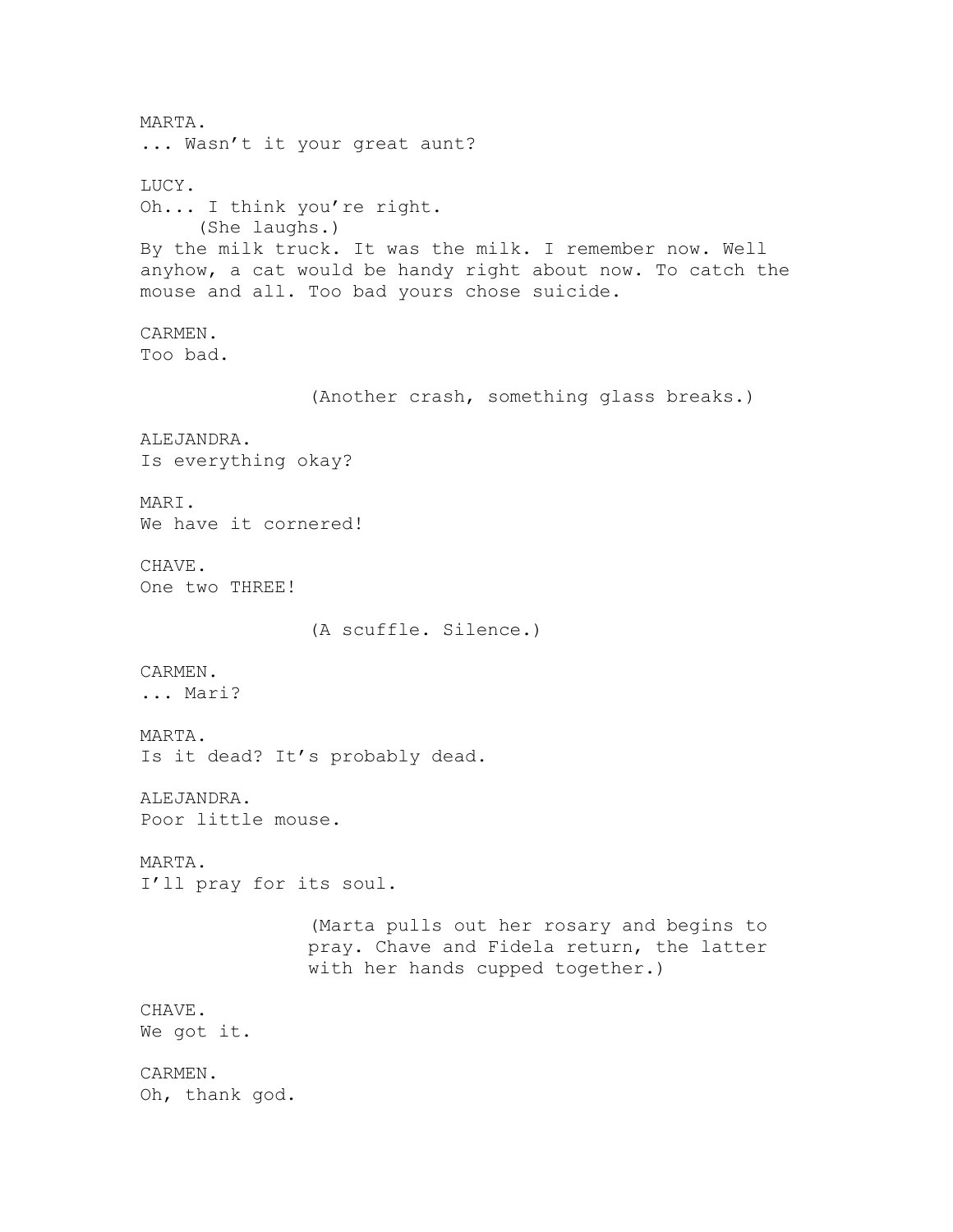MARTA.
... Wasn't it your great aunt?

LUCY.
Oh... I think you're right.
(She laughs.)
By the milk truck. It was the milk. I remember now. Well anyhow, a cat would be handy right about now. To catch the mouse and all. Too bad yours chose suicide.

CARMEN.
Too bad.

(Another crash, something glass breaks.)

ALEJANDRA.
Is everything okay?

MARI.
We have it cornered!

CHAVE.
One two THREE!

(A scuffle. Silence.)

CARMEN.
... Mari?

MARTA.
Is it dead? It's probably dead.

ALEJANDRA.
Poor little mouse.

MARTA.
I'll pray for its soul.

(Marta pulls out her rosary and begins to pray. Chave and Fidela return, the latter with her hands cupped together.)

CHAVE.
We got it.

CARMEN.
Oh, thank god.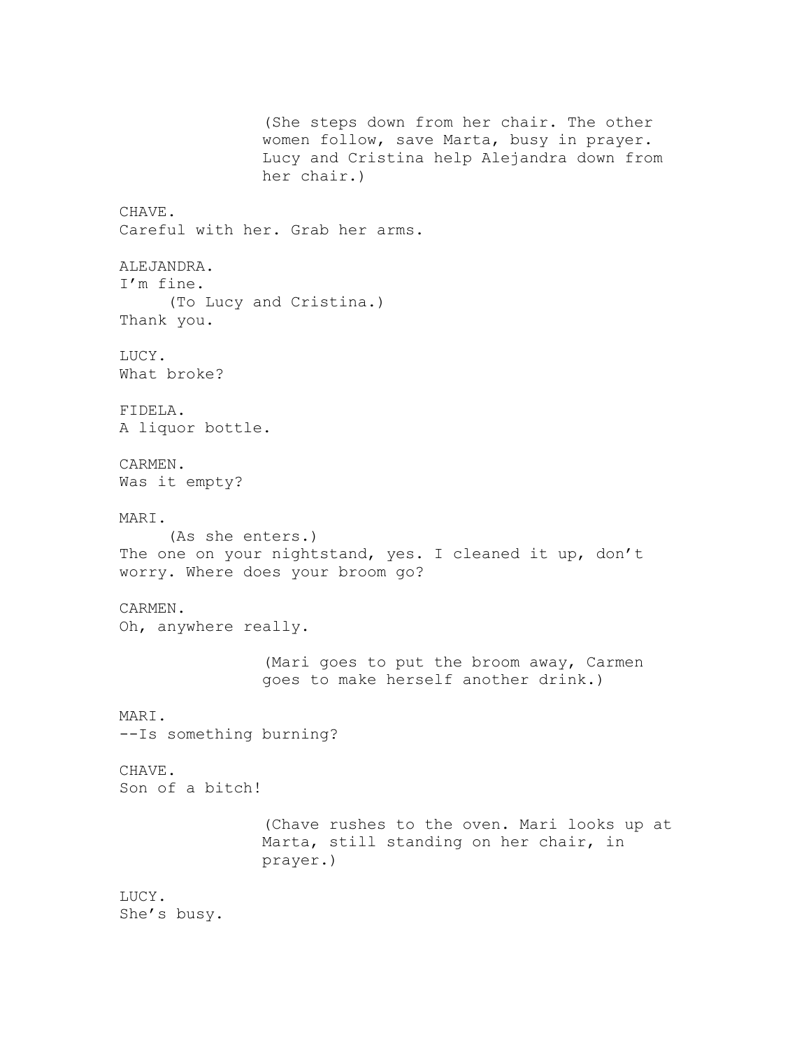(She steps down from her chair. The other women follow, save Marta, busy in prayer. Lucy and Cristina help Alejandra down from her chair.)

CHAVE.
Careful with her. Grab her arms.

ALEJANDRA.
I'm fine.
(To Lucy and Cristina.)
Thank you.

LUCY.
What broke?

FIDELA.
A liquor bottle.

CARMEN.
Was it empty?

MARI.
(As she enters.)
The one on your nightstand, yes. I cleaned it up, don't worry. Where does your broom go?

CARMEN.
Oh, anywhere really.

(Mari goes to put the broom away, Carmen goes to make herself another drink.)

MARI.
--Is something burning?

CHAVE.
Son of a bitch!

(Chave rushes to the oven. Mari looks up at Marta, still standing on her chair, in prayer.)

LUCY.
She's busy.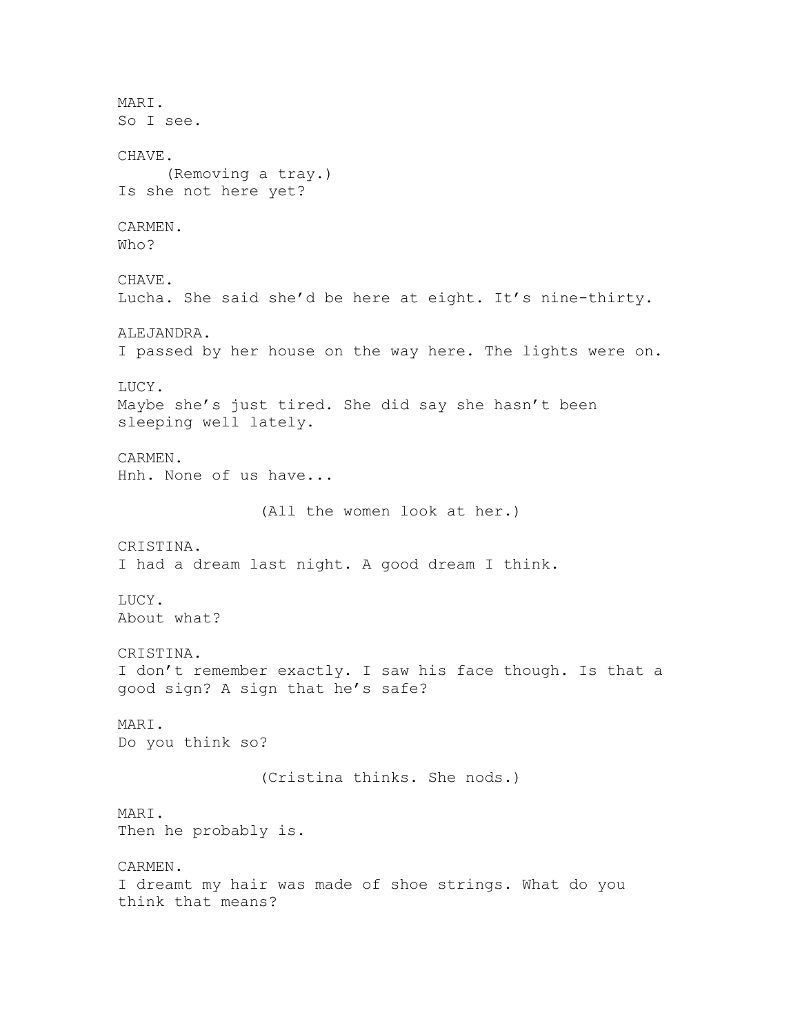MARI.
So I see.

CHAVE.
(Removing a tray.)
Is she not here yet?

CARMEN.
Who?

CHAVE.
Lucha. She said she'd be here at eight. It's nine-thirty.

ALEJANDRA.
I passed by her house on the way here. The lights were on.

LUCY.
Maybe she's just tired. She did say she hasn't been sleeping well lately.

CARMEN.
Hnh. None of us have...

(All the women look at her.)

CRISTINA.
I had a dream last night. A good dream I think.

LUCY.
About what?

CRISTINA.
I don't remember exactly. I saw his face though. Is that a good sign? A sign that he's safe?

MARI.
Do you think so?

(Cristina thinks. She nods.)

MARI.
Then he probably is.

CARMEN.
I dreamt my hair was made of shoe strings. What do you think that means?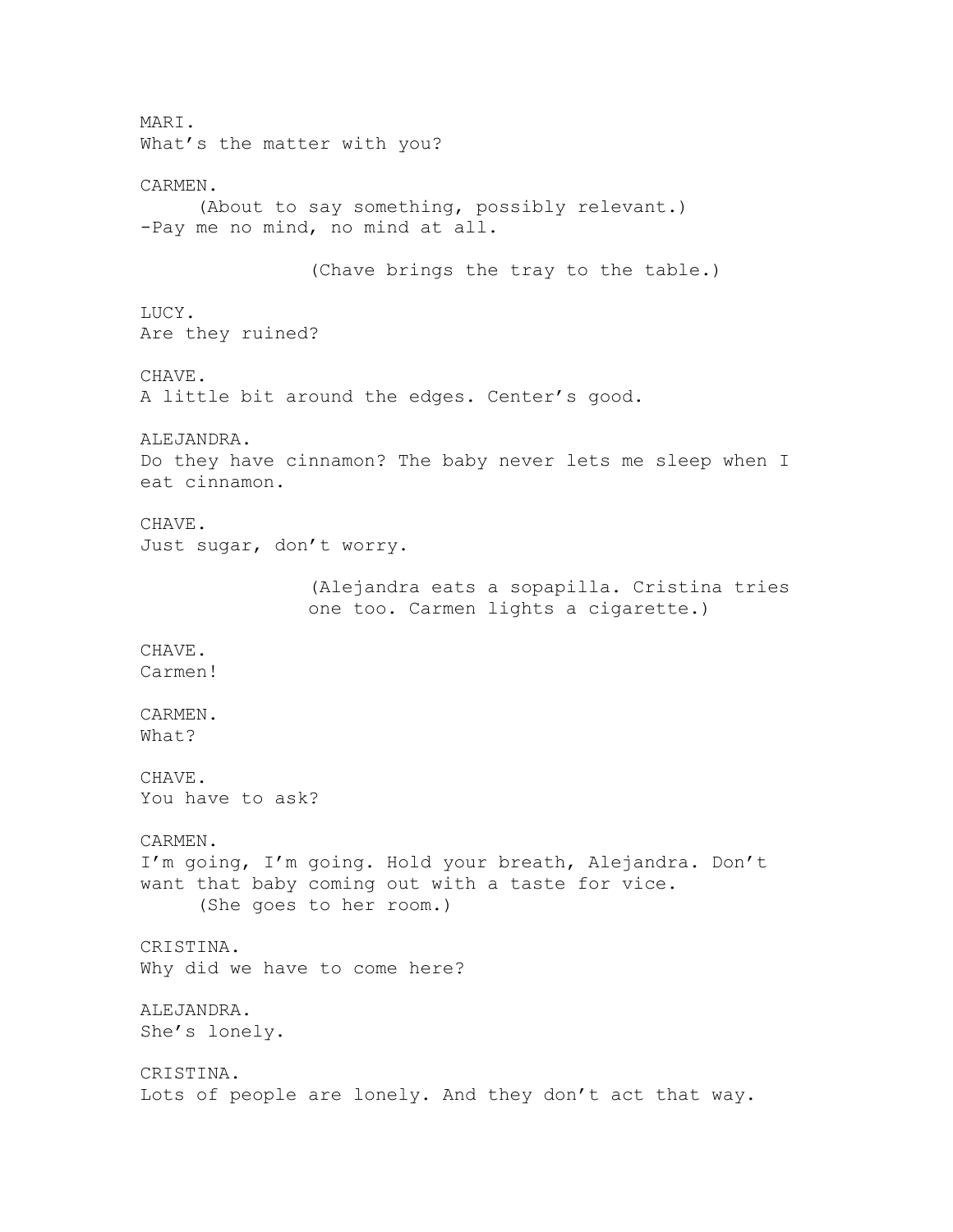MARI.
What's the matter with you?

CARMEN.
(About to say something, possibly relevant.)
-Pay me no mind, no mind at all.

(Chave brings the tray to the table.)

LUCY.
Are they ruined?

CHAVE.
A little bit around the edges. Center's good.

ALEJANDRA.
Do they have cinnamon? The baby never lets me sleep when I eat cinnamon.

CHAVE.
Just sugar, don't worry.

(Alejandra eats a sopapilla. Cristina tries one too. Carmen lights a cigarette.)

CHAVE.
Carmen!

CARMEN.
What?

CHAVE.
You have to ask?

CARMEN.
I'm going, I'm going. Hold your breath, Alejandra. Don't want that baby coming out with a taste for vice.
(She goes to her room.)

CRISTINA.
Why did we have to come here?

ALEJANDRA.
She's lonely.

CRISTINA.
Lots of people are lonely. And they don't act that way.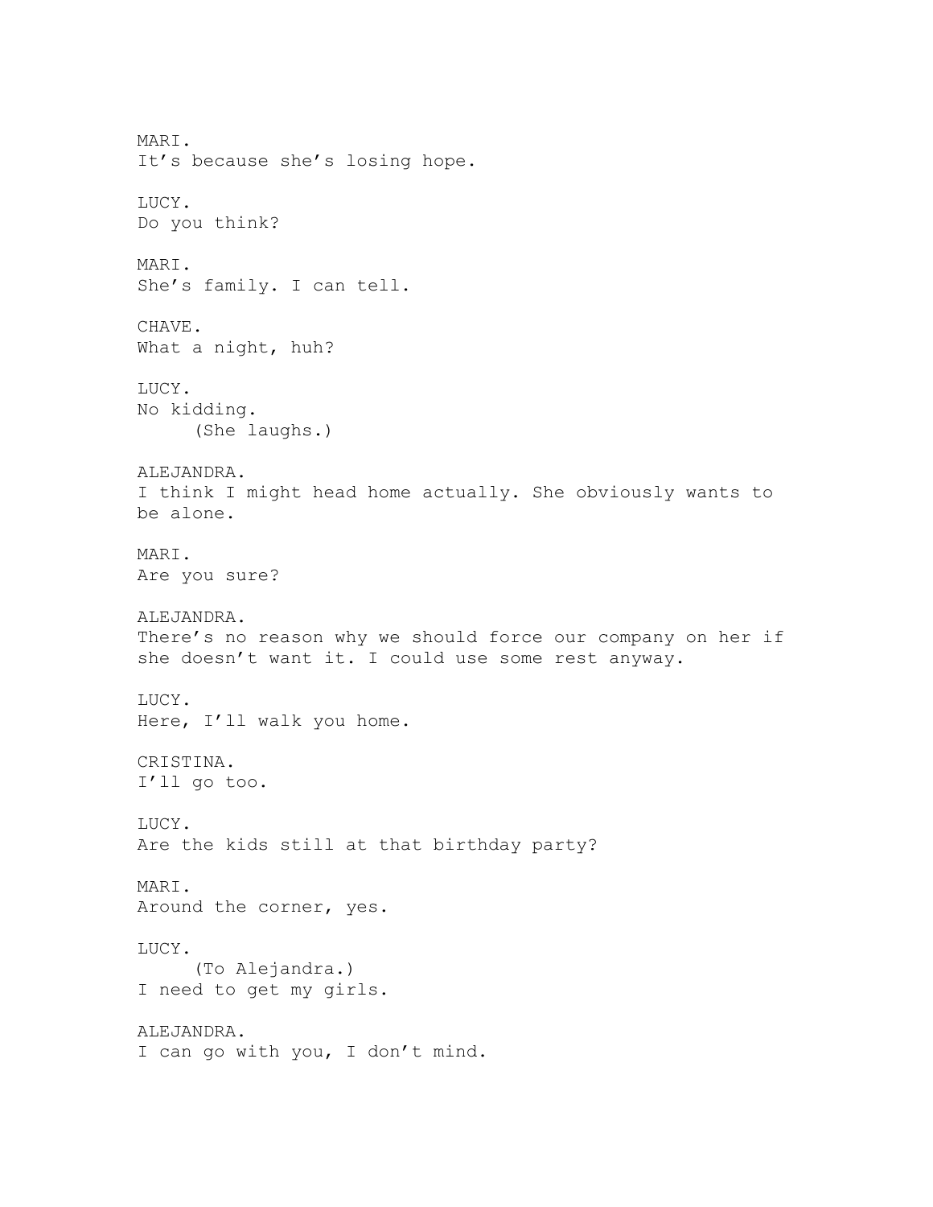MARI.
It's because she's losing hope.

LUCY.
Do you think?

MARI.
She's family. I can tell.

CHAVE.
What a night, huh?

LUCY.
No kidding.
(She laughs.)

ALEJANDRA.
I think I might head home actually. She obviously wants to be alone.

MARI.
Are you sure?

ALEJANDRA.
There's no reason why we should force our company on her if she doesn't want it. I could use some rest anyway.

LUCY.
Here, I'll walk you home.

CRISTINA.
I'll go too.

LUCY.
Are the kids still at that birthday party?

MARI.
Around the corner, yes.

LUCY.
(To Alejandra.)
I need to get my girls.

ALEJANDRA.
I can go with you, I don't mind.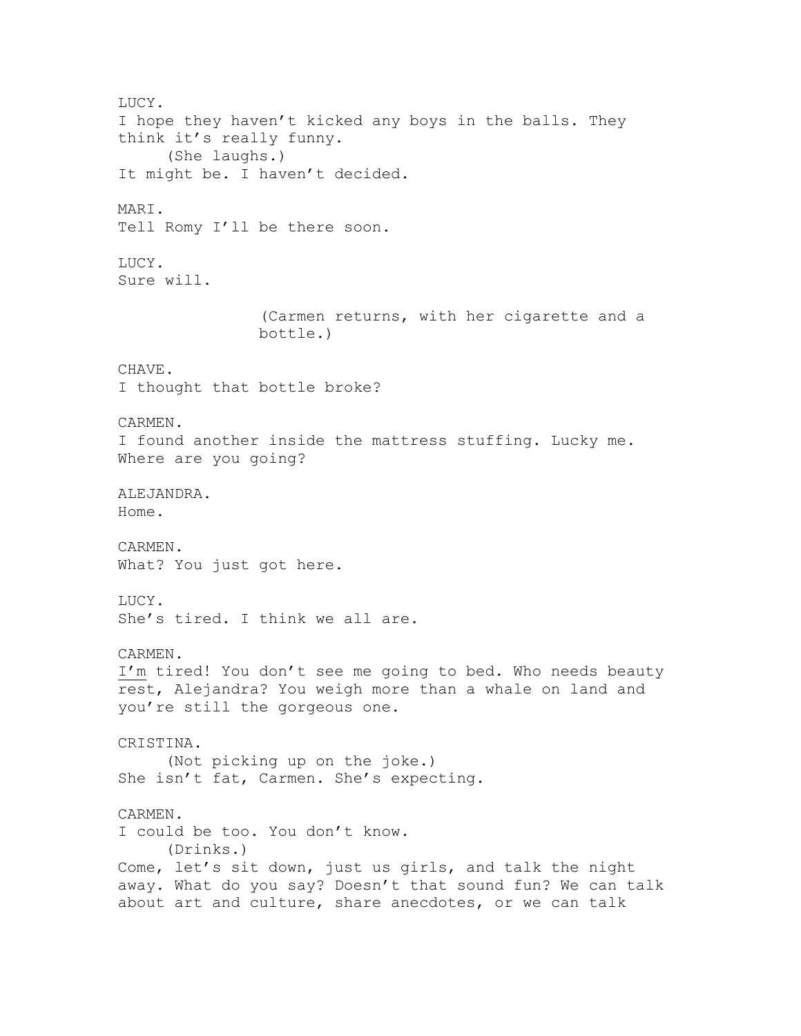LUCY.
I hope they haven't kicked any boys in the balls. They think it's really funny.
(She laughs.)
It might be. I haven't decided.

MARI.
Tell Romy I'll be there soon.

LUCY.
Sure will.

(Carmen returns, with her cigarette and a bottle.)

CHAVE.
I thought that bottle broke?

CARMEN.
I found another inside the mattress stuffing. Lucky me. Where are you going?

ALEJANDRA.
Home.

CARMEN.
What? You just got here.

LUCY.
She's tired. I think we all are.

CARMEN.
<u>I'm</u> tired! You don't see me going to bed. Who needs beauty rest, Alejandra? You weigh more than a whale on land and you're still the gorgeous one.

CRISTINA.
(Not picking up on the joke.)
She isn't fat, Carmen. She's expecting.

CARMEN.
I could be too. You don't know.
(Drinks.)
Come, let's sit down, just us girls, and talk the night away. What do you say? Doesn't that sound fun? We can talk about art and culture, share anecdotes, or we can talk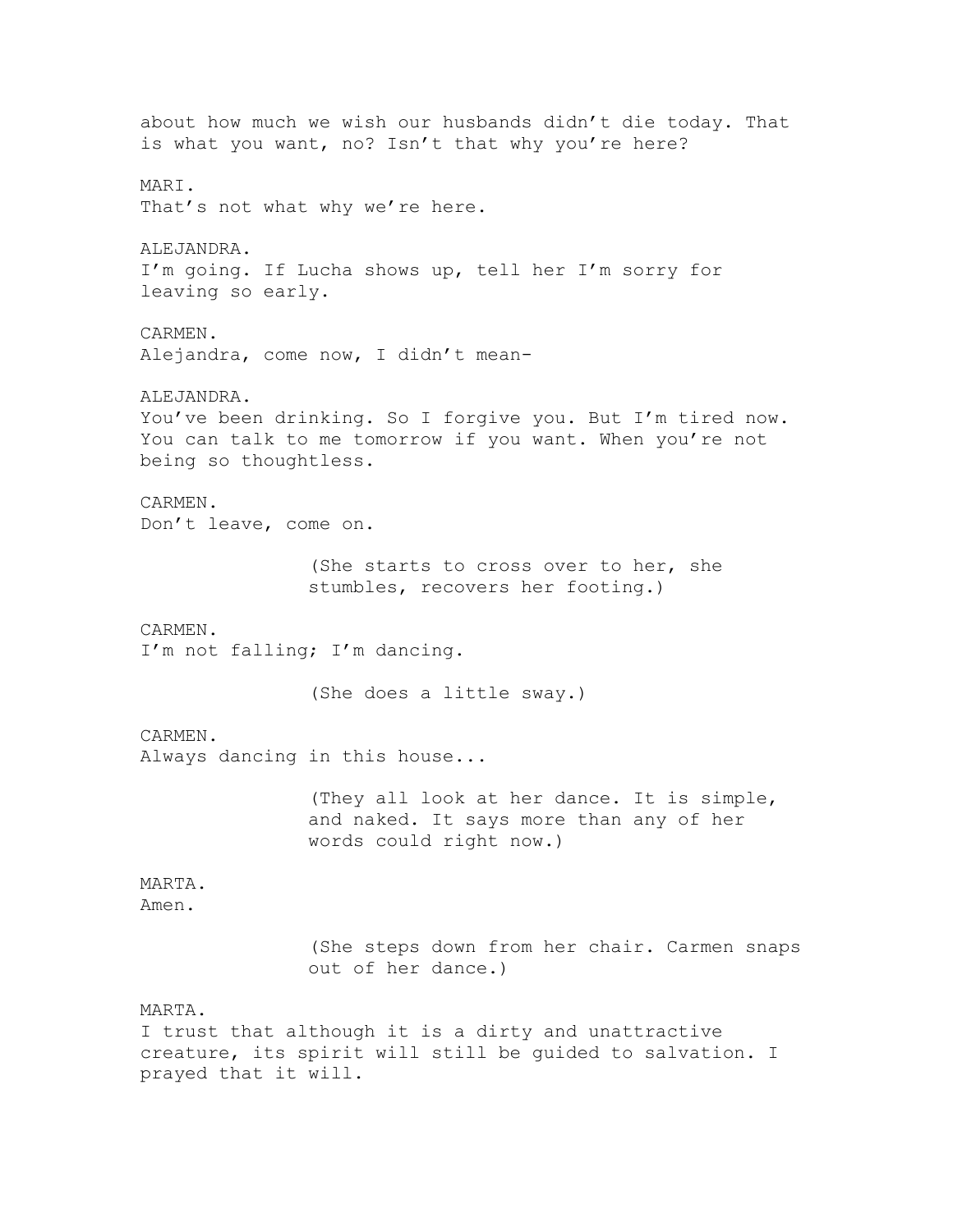about how much we wish our husbands didn't die today. That is what you want, no? Isn't that why you're here?

MARI.
That's not what why we're here.

ALEJANDRA.
I'm going. If Lucha shows up, tell her I'm sorry for leaving so early.

CARMEN.
Alejandra, come now, I didn't mean-

ALEJANDRA.
You've been drinking. So I forgive you. But I'm tired now. You can talk to me tomorrow if you want. When you're not being so thoughtless.

CARMEN.
Don't leave, come on.

> (She starts to cross over to her, she stumbles, recovers her footing.)

CARMEN.
I'm not falling; I'm dancing.

> (She does a little sway.)

CARMEN.
Always dancing in this house...

> (They all look at her dance. It is simple, and naked. It says more than any of her words could right now.)

MARTA.
Amen.

> (She steps down from her chair. Carmen snaps out of her dance.)

MARTA.
I trust that although it is a dirty and unattractive creature, its spirit will still be guided to salvation. I prayed that it will.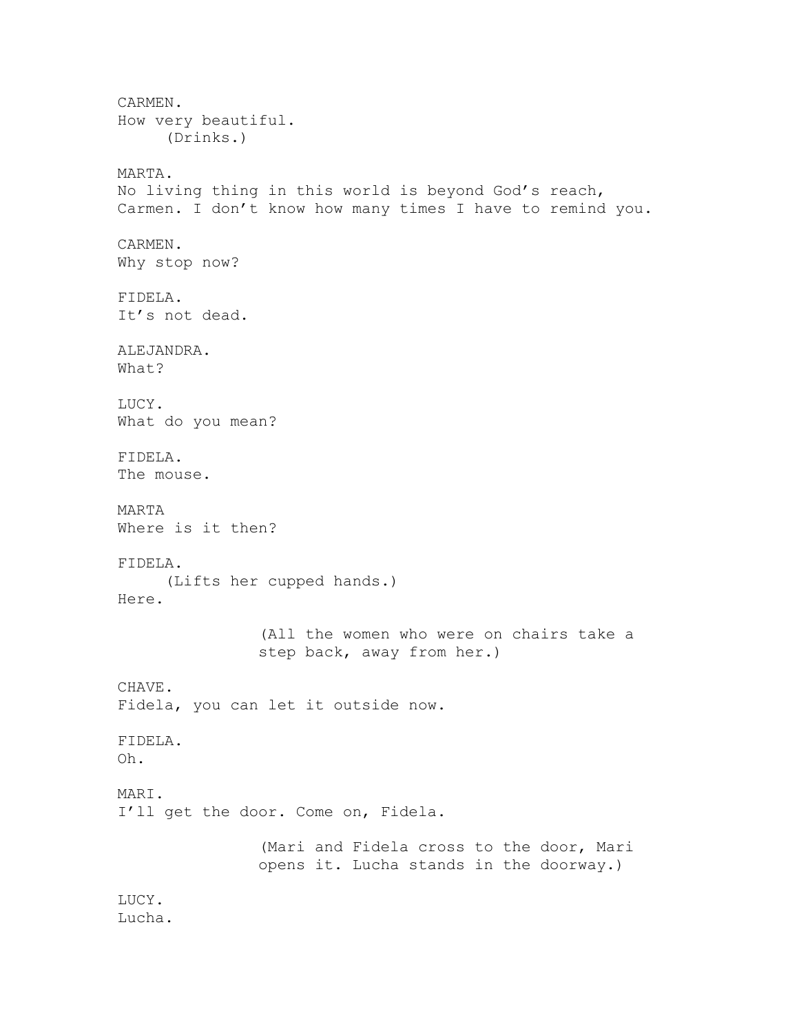CARMEN.
How very beautiful.
(Drinks.)

MARTA.
No living thing in this world is beyond God's reach, Carmen. I don't know how many times I have to remind you.

CARMEN.
Why stop now?

FIDELA.
It's not dead.

ALEJANDRA.
What?

LUCY.
What do you mean?

FIDELA.
The mouse.

MARTA
Where is it then?

FIDELA.
(Lifts her cupped hands.)
Here.

(All the women who were on chairs take a step back, away from her.)

CHAVE.
Fidela, you can let it outside now.

FIDELA.
Oh.

MARI.
I'll get the door. Come on, Fidela.

(Mari and Fidela cross to the door, Mari opens it. Lucha stands in the doorway.)

LUCY.
Lucha.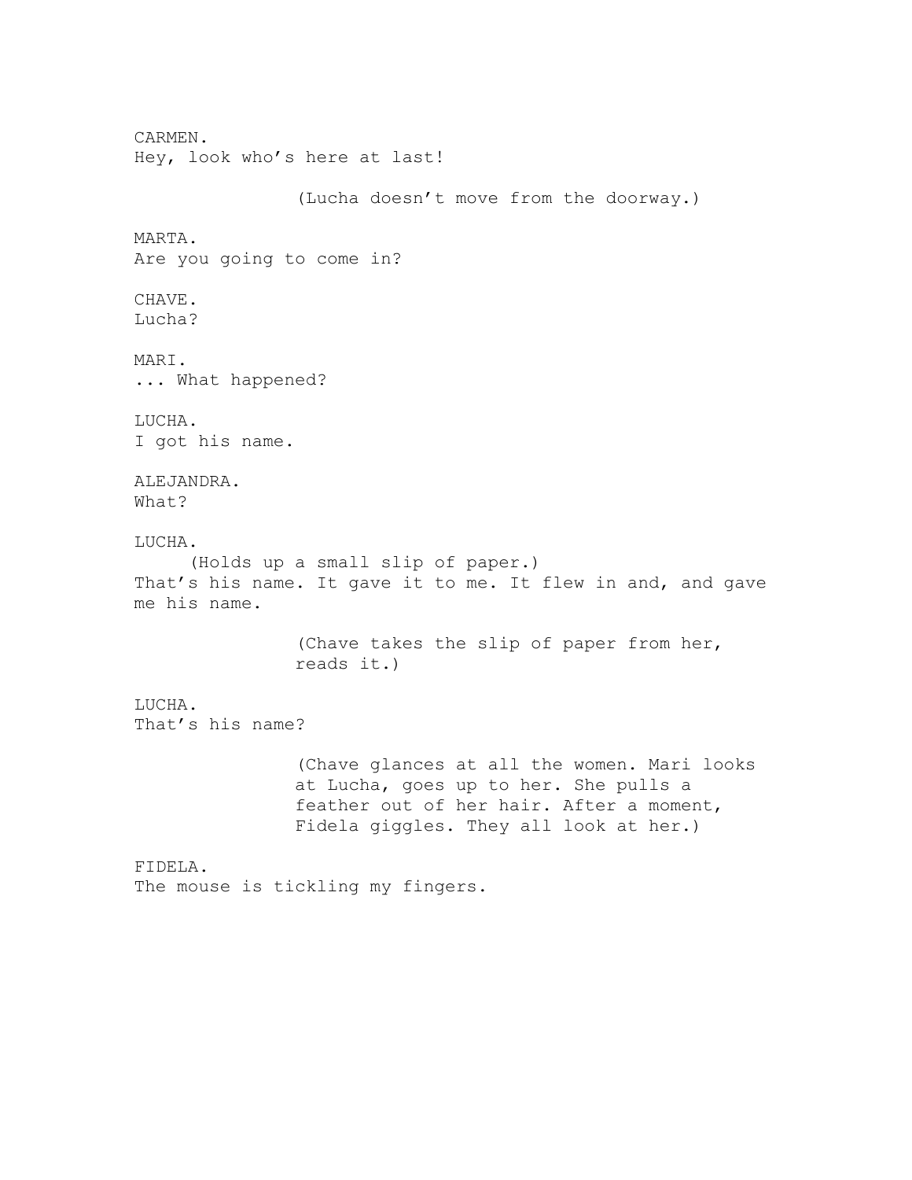CARMEN.
Hey, look who's here at last!

(Lucha doesn't move from the doorway.)

MARTA.
Are you going to come in?

CHAVE.
Lucha?

MARI.
... What happened?

LUCHA.
I got his name.

ALEJANDRA.
What?

LUCHA.
(Holds up a small slip of paper.)
That's his name. It gave it to me. It flew in and, and gave me his name.

(Chave takes the slip of paper from her, reads it.)

LUCHA.
That's his name?

(Chave glances at all the women. Mari looks at Lucha, goes up to her. She pulls a feather out of her hair. After a moment, Fidela giggles. They all look at her.)

FIDELA.
The mouse is tickling my fingers.